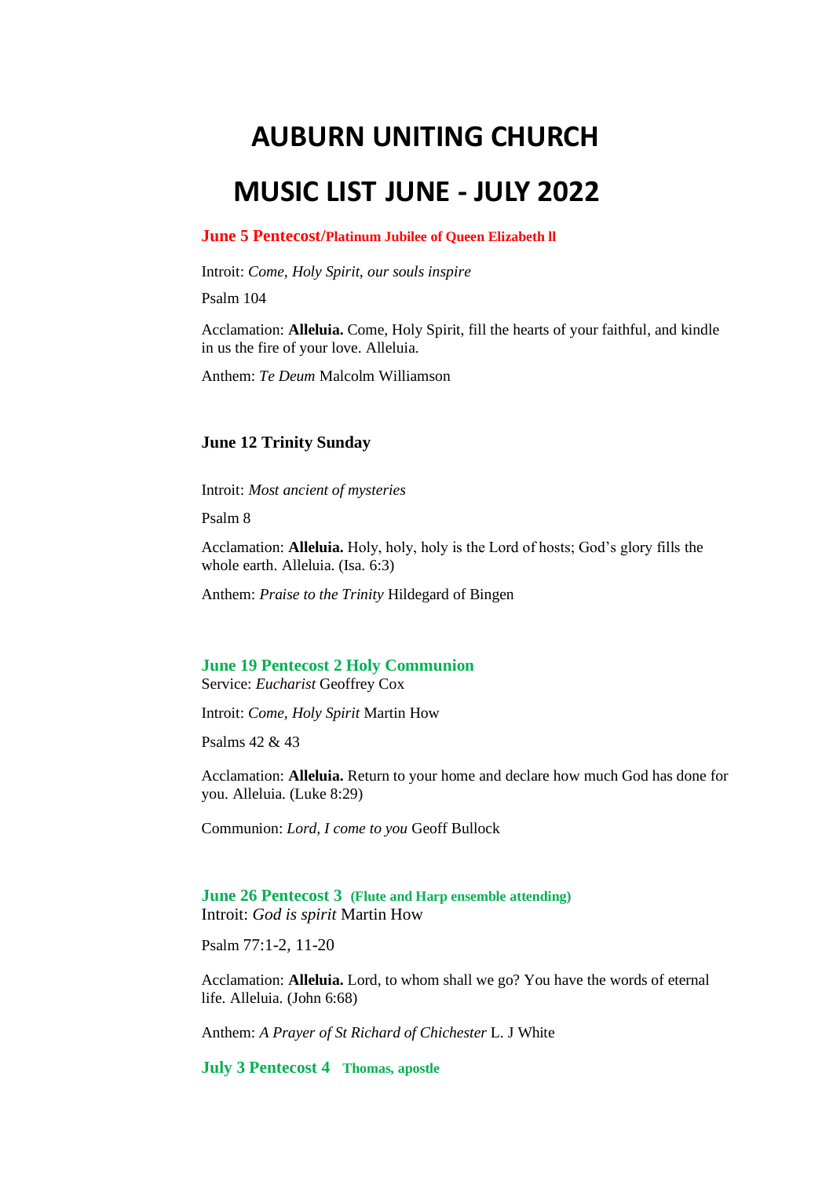# AUBURN UNITING CHURCH

# MUSIC LIST JUNE - JULY 2022

### June 5 Pentecost/Platinum Jubilee of Queen Elizabeth ll

Introit: *Come, Holy Spirit, our souls inspire*

Psalm 104

Acclamation: **Alleluia.** Come, Holy Spirit, fill the hearts of your faithful, and kindle in us the fire of your love. Alleluia.

Anthem: *Te Deum* Malcolm Williamson

### June 12 Trinity Sunday

Introit: *Most ancient of mysteries*

Psalm 8

Acclamation: **Alleluia.** Holy, holy, holy is the Lord of hosts; God's glory fills the whole earth. Alleluia. (Isa. 6:3)

Anthem: *Praise to the Trinity* Hildegard of Bingen

### June 19 Pentecost 2 Holy Communion

Service: *Eucharist* Geoffrey Cox

Introit: *Come, Holy Spirit* Martin How

Psalms 42 & 43

Acclamation: **Alleluia.** Return to your home and declare how much God has done for you. Alleluia. (Luke 8:29)

Communion: *Lord, I come to you* Geoff Bullock

### June 26 Pentecost 3 (Flute and Harp ensemble attending)

Introit: *God is spirit* Martin How

Psalm 77:1-2, 11-20

Acclamation: **Alleluia.** Lord, to whom shall we go? You have the words of eternal life. Alleluia. (John 6:68)

Anthem: *A Prayer of St Richard of Chichester* L. J White

### July 3 Pentecost 4 Thomas, apostle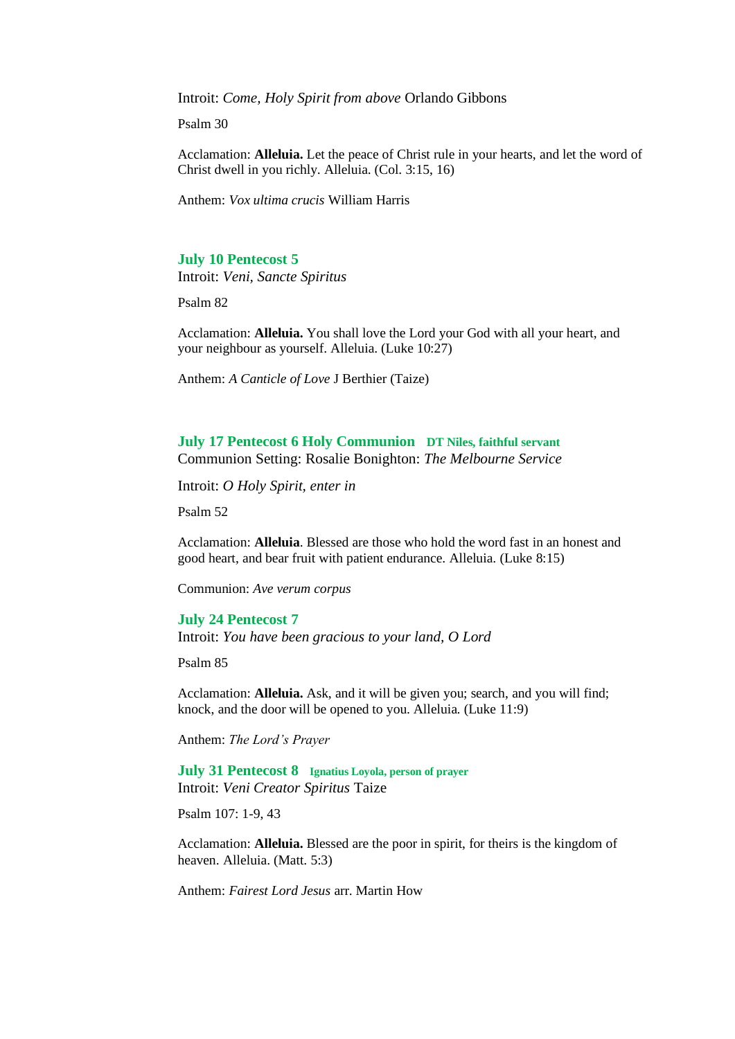Introit: *Come, Holy Spirit from above* Orlando Gibbons

Psalm 30

Acclamation: **Alleluia.** Let the peace of Christ rule in your hearts, and let the word of Christ dwell in you richly. Alleluia. (Col. 3:15, 16)

Anthem: *Vox ultima crucis* William Harris

### July 10 Pentecost 5

Introit: *Veni, Sancte Spiritus*

Psalm 82

Acclamation: **Alleluia.** You shall love the Lord your God with all your heart, and your neighbour as yourself. Alleluia. (Luke 10:27)

Anthem: *A Canticle of Love* J Berthier (Taize)

### July 17 Pentecost 6 Holy Communion **DT Niles, faithful servant**

Communion Setting: Rosalie Bonighton: *The Melbourne Service*

Introit: *O Holy Spirit, enter in*

Psalm 52

Acclamation: **Alleluia**. Blessed are those who hold the word fast in an honest and good heart, and bear fruit with patient endurance. Alleluia. (Luke 8:15)

Communion: *Ave verum corpus*

### July 24 Pentecost 7

Introit: *You have been gracious to your land, O Lord*

Psalm 85

Acclamation: **Alleluia.** Ask, and it will be given you; search, and you will find; knock, and the door will be opened to you. Alleluia. (Luke 11:9)

Anthem: *The Lord's Prayer*

### July 31 Pentecost 8 **Ignatius Loyola, person of prayer**

Introit: *Veni Creator Spiritus* Taize

Psalm 107: 1-9, 43

Acclamation: **Alleluia.** Blessed are the poor in spirit, for theirs is the kingdom of heaven. Alleluia. (Matt. 5:3)

Anthem: *Fairest Lord Jesus* arr. Martin How